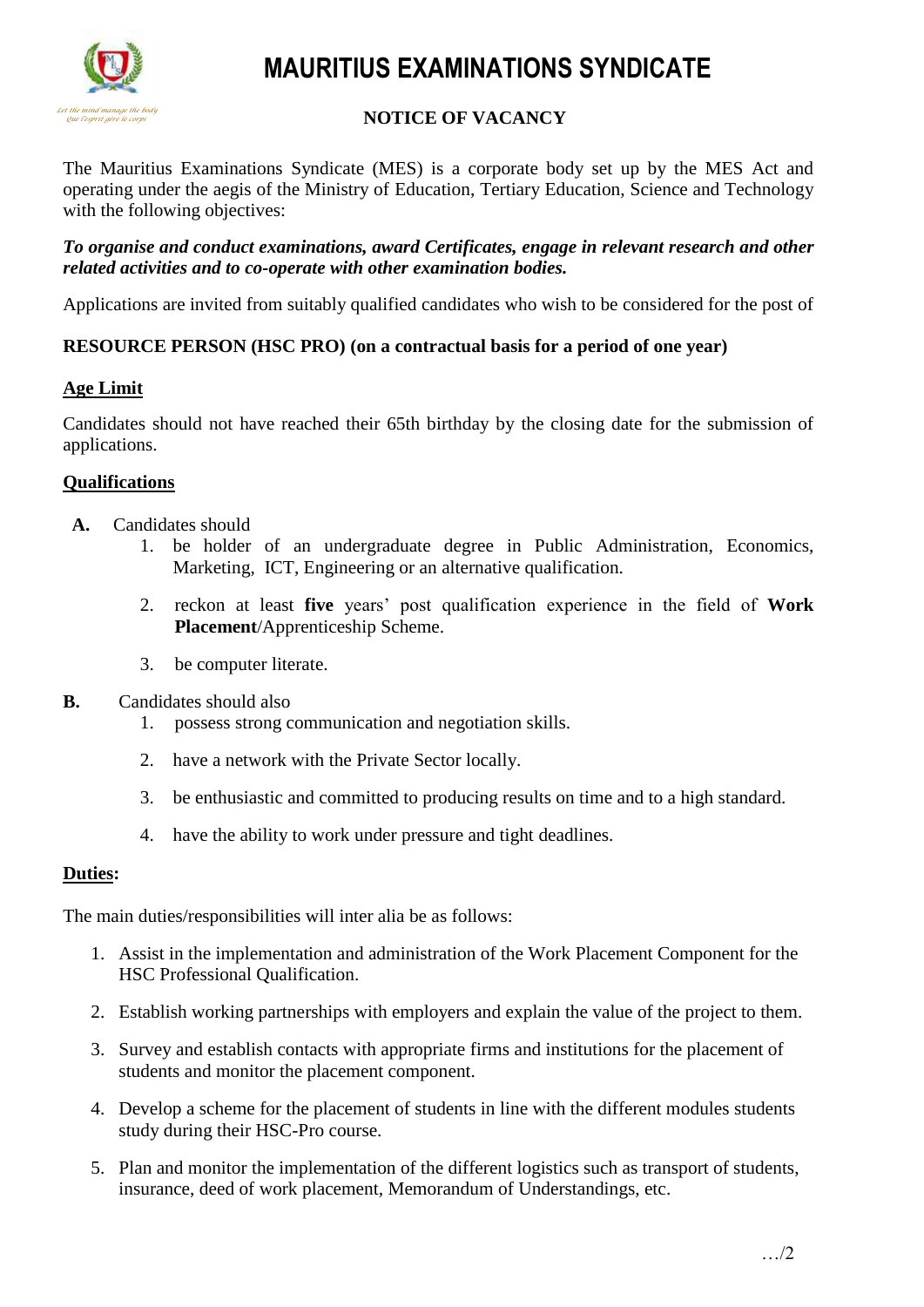# MAURITIUS EXAMINATIONS SYNDICATE

Let the mind manage the body
Que l'esprit gère le corps

## NOTICE OF VACANCY

The Mauritius Examinations Syndicate (MES) is a corporate body set up by the MES Act and operating under the aegis of the Ministry of Education, Tertiary Education, Science and Technology with the following objectives:

***To organise and conduct examinations, award Certificates, engage in relevant research and other related activities and to co-operate with other examination bodies.***

Applications are invited from suitably qualified candidates who wish to be considered for the post of

**RESOURCE PERSON (HSC PRO) (on a contractual basis for a period of one year)**

### Age Limit

Candidates should not have reached their 65th birthday by the closing date for the submission of applications.

### Qualifications

**A.** Candidates should

1. be holder of an undergraduate degree in Public Administration, Economics, Marketing, ICT, Engineering or an alternative qualification.
2. reckon at least **five** years' post qualification experience in the field of **Work Placement**/Apprenticeship Scheme.
3. be computer literate.

**B.** Candidates should also

1. possess strong communication and negotiation skills.
2. have a network with the Private Sector locally.
3. be enthusiastic and committed to producing results on time and to a high standard.
4. have the ability to work under pressure and tight deadlines.

### Duties:

The main duties/responsibilities will inter alia be as follows:

1. Assist in the implementation and administration of the Work Placement Component for the HSC Professional Qualification.
2. Establish working partnerships with employers and explain the value of the project to them.
3. Survey and establish contacts with appropriate firms and institutions for the placement of students and monitor the placement component.
4. Develop a scheme for the placement of students in line with the different modules students study during their HSC-Pro course.
5. Plan and monitor the implementation of the different logistics such as transport of students, insurance, deed of work placement, Memorandum of Understandings, etc.

…/2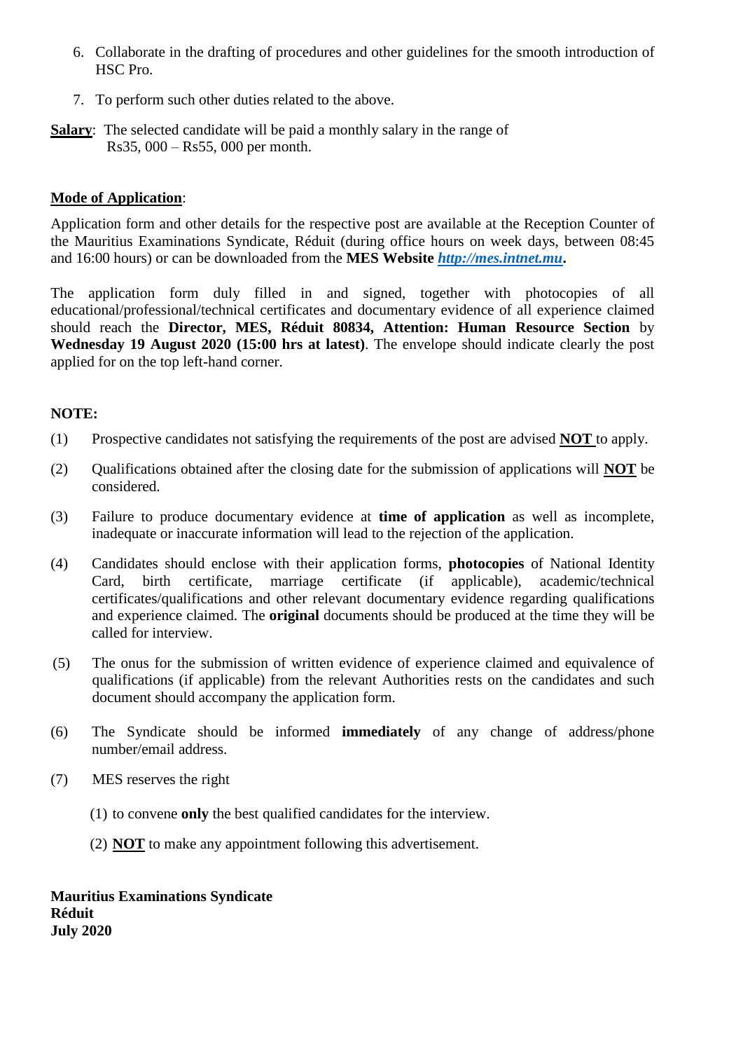6. Collaborate in the drafting of procedures and other guidelines for the smooth introduction of HSC Pro.

7. To perform such other duties related to the above.

**Salary**: The selected candidate will be paid a monthly salary in the range of Rs35, 000 – Rs55, 000 per month.

**Mode of Application**:

Application form and other details for the respective post are available at the Reception Counter of the Mauritius Examinations Syndicate, Réduit (during office hours on week days, between 08:45 and 16:00 hours) or can be downloaded from the **MES Website** ***http://mes.intnet.mu*****.**

The application form duly filled in and signed, together with photocopies of all educational/professional/technical certificates and documentary evidence of all experience claimed should reach the **Director, MES, Réduit 80834, Attention: Human Resource Section** by **Wednesday 19 August 2020 (15:00 hrs at latest)**. The envelope should indicate clearly the post applied for on the top left-hand corner.

**NOTE:**

(1) Prospective candidates not satisfying the requirements of the post are advised **NOT** to apply.

(2) Qualifications obtained after the closing date for the submission of applications will **NOT** be considered.

(3) Failure to produce documentary evidence at **time of application** as well as incomplete, inadequate or inaccurate information will lead to the rejection of the application.

(4) Candidates should enclose with their application forms, **photocopies** of National Identity Card, birth certificate, marriage certificate (if applicable), academic/technical certificates/qualifications and other relevant documentary evidence regarding qualifications and experience claimed. The **original** documents should be produced at the time they will be called for interview.

(5) The onus for the submission of written evidence of experience claimed and equivalence of qualifications (if applicable) from the relevant Authorities rests on the candidates and such document should accompany the application form.

(6) The Syndicate should be informed **immediately** of any change of address/phone number/email address.

(7) MES reserves the right

   (1) to convene **only** the best qualified candidates for the interview.

   (2) **NOT** to make any appointment following this advertisement.

**Mauritius Examinations Syndicate**
**Réduit**
**July 2020**